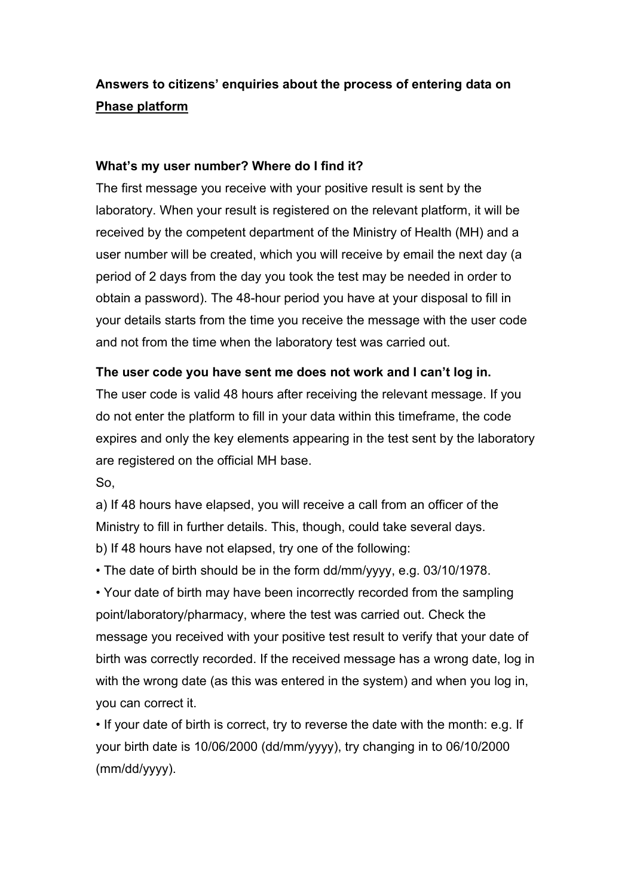# Answers to citizens' enquiries about the process of entering data on <u>Phase platform</u>

**What's my user number? Where do I find it?**

The first message you receive with your positive result is sent by the laboratory. When your result is registered on the relevant platform, it will be received by the competent department of the Ministry of Health (MH) and a user number will be created, which you will receive by email the next day (a period of 2 days from the day you took the test may be needed in order to obtain a password). The 48-hour period you have at your disposal to fill in your details starts from the time you receive the message with the user code and not from the time when the laboratory test was carried out.

**The user code you have sent me does not work and I can't log in.**

The user code is valid 48 hours after receiving the relevant message. If you do not enter the platform to fill in your data within this timeframe, the code expires and only the key elements appearing in the test sent by the laboratory are registered on the official MH base.

So,

a) If 48 hours have elapsed, you will receive a call from an officer of the Ministry to fill in further details. This, though, could take several days.

b) If 48 hours have not elapsed, try one of the following:

- The date of birth should be in the form dd/mm/yyyy, e.g. 03/10/1978.
- Your date of birth may have been incorrectly recorded from the sampling point/laboratory/pharmacy, where the test was carried out. Check the message you received with your positive test result to verify that your date of birth was correctly recorded. If the received message has a wrong date, log in with the wrong date (as this was entered in the system) and when you log in, you can correct it.
- If your date of birth is correct, try to reverse the date with the month: e.g. If your birth date is 10/06/2000 (dd/mm/yyyy), try changing in to 06/10/2000 (mm/dd/yyyy).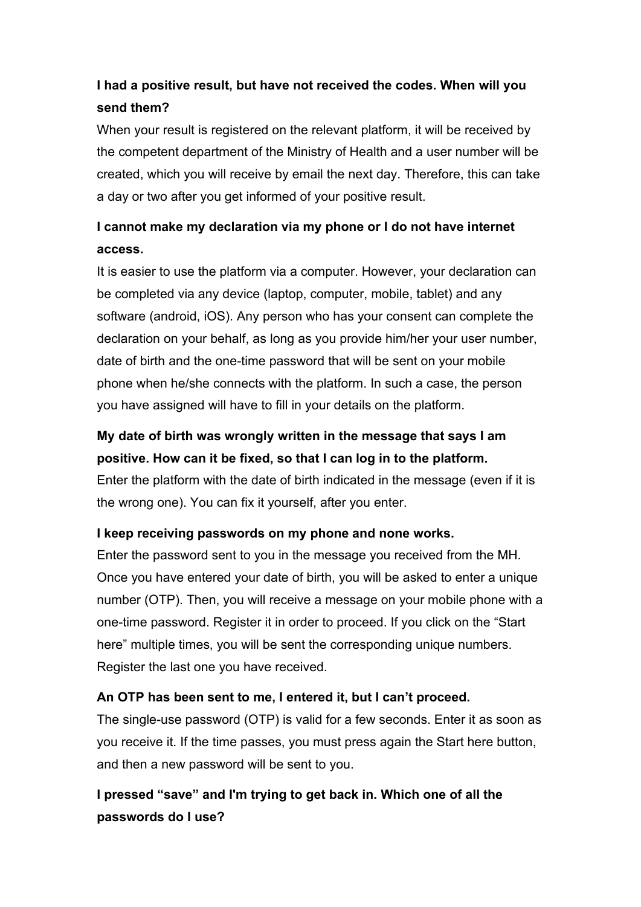**I had a positive result, but have not received the codes. When will you send them?**

When your result is registered on the relevant platform, it will be received by the competent department of the Ministry of Health and a user number will be created, which you will receive by email the next day. Therefore, this can take a day or two after you get informed of your positive result.

**I cannot make my declaration via my phone or I do not have internet access.**

It is easier to use the platform via a computer. However, your declaration can be completed via any device (laptop, computer, mobile, tablet) and any software (android, iOS). Any person who has your consent can complete the declaration on your behalf, as long as you provide him/her your user number, date of birth and the one-time password that will be sent on your mobile phone when he/she connects with the platform. In such a case, the person you have assigned will have to fill in your details on the platform.

**My date of birth was wrongly written in the message that says I am positive. How can it be fixed, so that I can log in to the platform.**

Enter the platform with the date of birth indicated in the message (even if it is the wrong one). You can fix it yourself, after you enter.

**I keep receiving passwords on my phone and none works.**

Enter the password sent to you in the message you received from the MH. Once you have entered your date of birth, you will be asked to enter a unique number (OTP). Then, you will receive a message on your mobile phone with a one-time password. Register it in order to proceed. If you click on the "Start here" multiple times, you will be sent the corresponding unique numbers. Register the last one you have received.

**An OTP has been sent to me, I entered it, but I can't proceed.**

The single-use password (OTP) is valid for a few seconds. Enter it as soon as you receive it. If the time passes, you must press again the Start here button, and then a new password will be sent to you.

**I pressed "save" and I'm trying to get back in. Which one of all the passwords do I use?**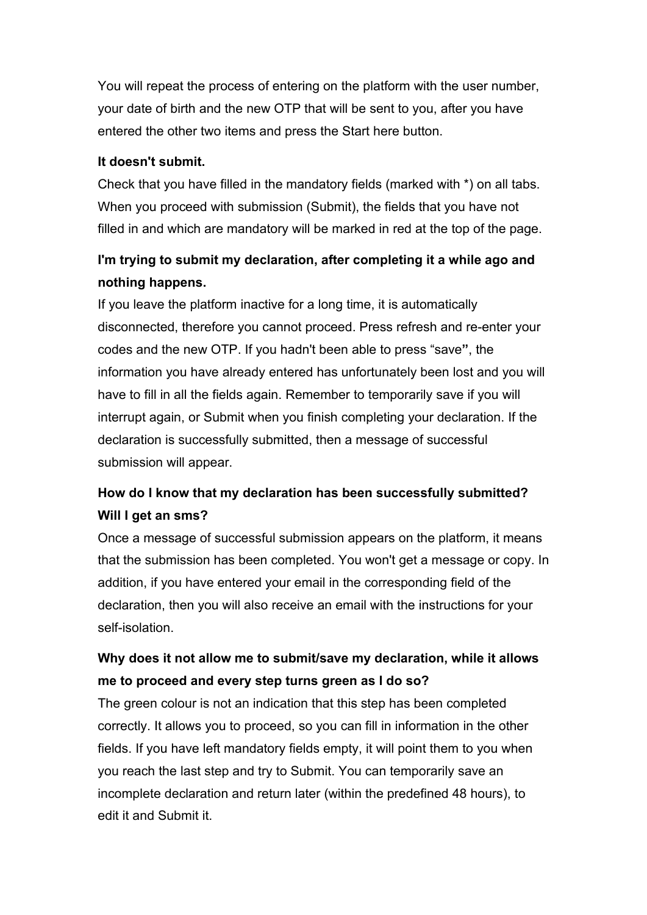You will repeat the process of entering on the platform with the user number, your date of birth and the new OTP that will be sent to you, after you have entered the other two items and press the Start here button.

**It doesn't submit.**

Check that you have filled in the mandatory fields (marked with *) on all tabs. When you proceed with submission (Submit), the fields that you have not filled in and which are mandatory will be marked in red at the top of the page.

**I'm trying to submit my declaration, after completing it a while ago and nothing happens.**

If you leave the platform inactive for a long time, it is automatically disconnected, therefore you cannot proceed. Press refresh and re-enter your codes and the new OTP. If you hadn't been able to press "save", the information you have already entered has unfortunately been lost and you will have to fill in all the fields again. Remember to temporarily save if you will interrupt again, or Submit when you finish completing your declaration. If the declaration is successfully submitted, then a message of successful submission will appear.

**How do I know that my declaration has been successfully submitted? Will I get an sms?**

Once a message of successful submission appears on the platform, it means that the submission has been completed. You won't get a message or copy. In addition, if you have entered your email in the corresponding field of the declaration, then you will also receive an email with the instructions for your self-isolation.

**Why does it not allow me to submit/save my declaration, while it allows me to proceed and every step turns green as I do so?**

The green colour is not an indication that this step has been completed correctly. It allows you to proceed, so you can fill in information in the other fields. If you have left mandatory fields empty, it will point them to you when you reach the last step and try to Submit. You can temporarily save an incomplete declaration and return later (within the predefined 48 hours), to edit it and Submit it.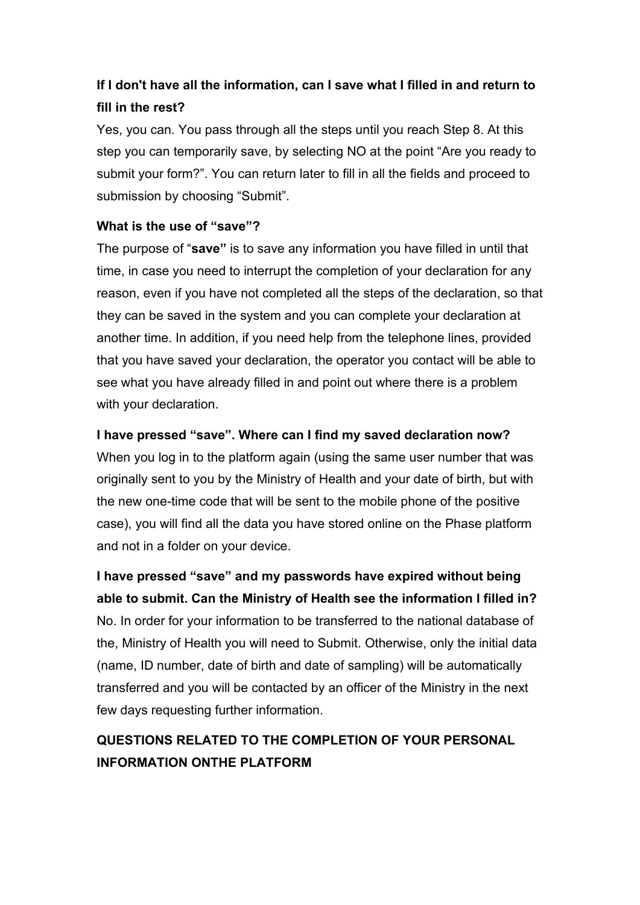**If I don't have all the information, can I save what I filled in and return to fill in the rest?**

Yes, you can. You pass through all the steps until you reach Step 8. At this step you can temporarily save, by selecting NO at the point "Are you ready to submit your form?". You can return later to fill in all the fields and proceed to submission by choosing "Submit".

**What is the use of "save"?**

The purpose of "**save"** is to save any information you have filled in until that time, in case you need to interrupt the completion of your declaration for any reason, even if you have not completed all the steps of the declaration, so that they can be saved in the system and you can complete your declaration at another time. In addition, if you need help from the telephone lines, provided that you have saved your declaration, the operator you contact will be able to see what you have already filled in and point out where there is a problem with your declaration.

**I have pressed "save". Where can I find my saved declaration now?**

When you log in to the platform again (using the same user number that was originally sent to you by the Ministry of Health and your date of birth, but with the new one-time code that will be sent to the mobile phone of the positive case), you will find all the data you have stored online on the Phase platform and not in a folder on your device.

**I have pressed "save" and my passwords have expired without being able to submit. Can the Ministry of Health see the information I filled in?**

No. In order for your information to be transferred to the national database of the, Ministry of Health you will need to Submit. Otherwise, only the initial data (name, ID number, date of birth and date of sampling) will be automatically transferred and you will be contacted by an officer of the Ministry in the next few days requesting further information.

## QUESTIONS RELATED TO THE COMPLETION OF YOUR PERSONAL INFORMATION ONTHE PLATFORM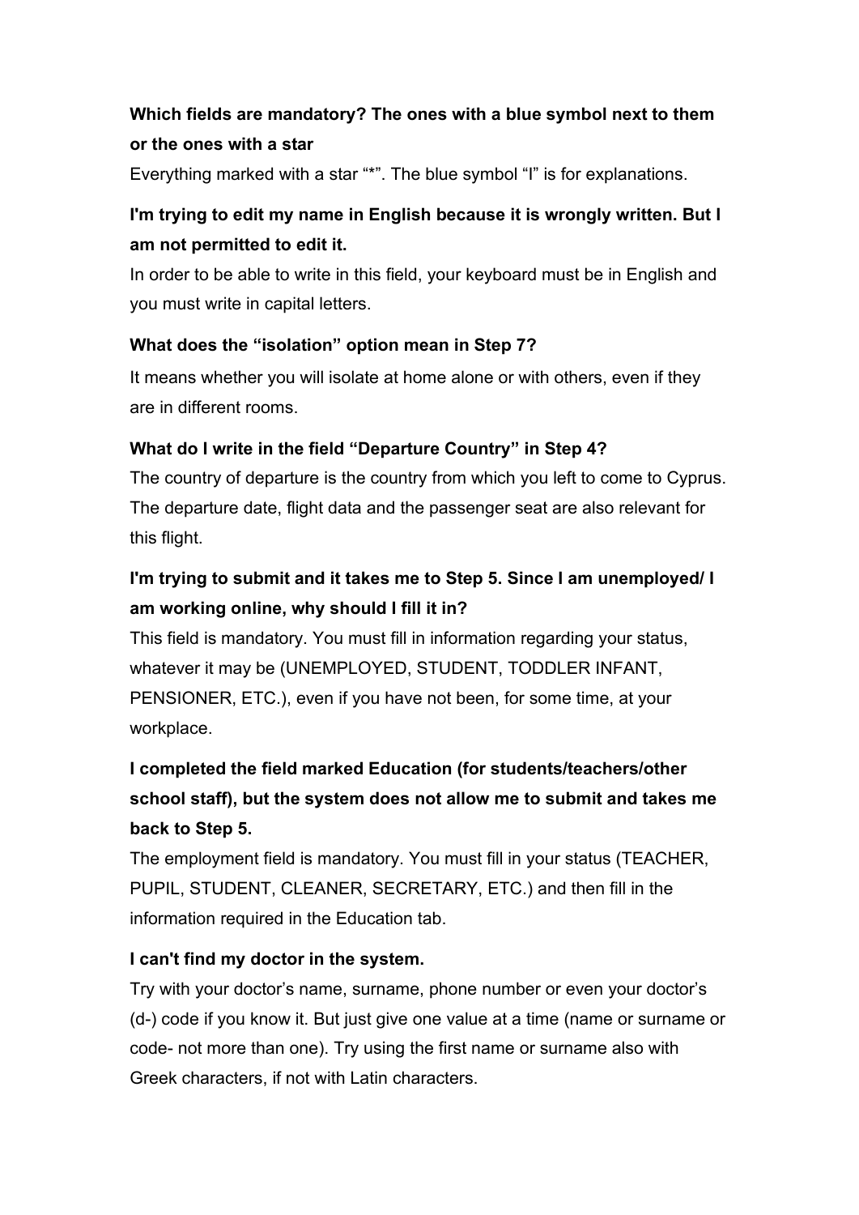**Which fields are mandatory? The ones with a blue symbol next to them or the ones with a star**

Everything marked with a star "*". The blue symbol "I" is for explanations.

**I'm trying to edit my name in English because it is wrongly written. But I am not permitted to edit it.**

In order to be able to write in this field, your keyboard must be in English and you must write in capital letters.

**What does the "isolation" option mean in Step 7?**

It means whether you will isolate at home alone or with others, even if they are in different rooms.

**What do I write in the field "Departure Country" in Step 4?**

The country of departure is the country from which you left to come to Cyprus. The departure date, flight data and the passenger seat are also relevant for this flight.

**I'm trying to submit and it takes me to Step 5. Since I am unemployed/ I am working online, why should I fill it in?**

This field is mandatory. You must fill in information regarding your status, whatever it may be (UNEMPLOYED, STUDENT, TODDLER INFANT, PENSIONER, ETC.), even if you have not been, for some time, at your workplace.

**I completed the field marked Education (for students/teachers/other school staff), but the system does not allow me to submit and takes me back to Step 5.**

The employment field is mandatory. You must fill in your status (TEACHER, PUPIL, STUDENT, CLEANER, SECRETARY, ETC.) and then fill in the information required in the Education tab.

**I can't find my doctor in the system.**

Try with your doctor's name, surname, phone number or even your doctor's (d-) code if you know it. But just give one value at a time (name or surname or code- not more than one). Try using the first name or surname also with Greek characters, if not with Latin characters.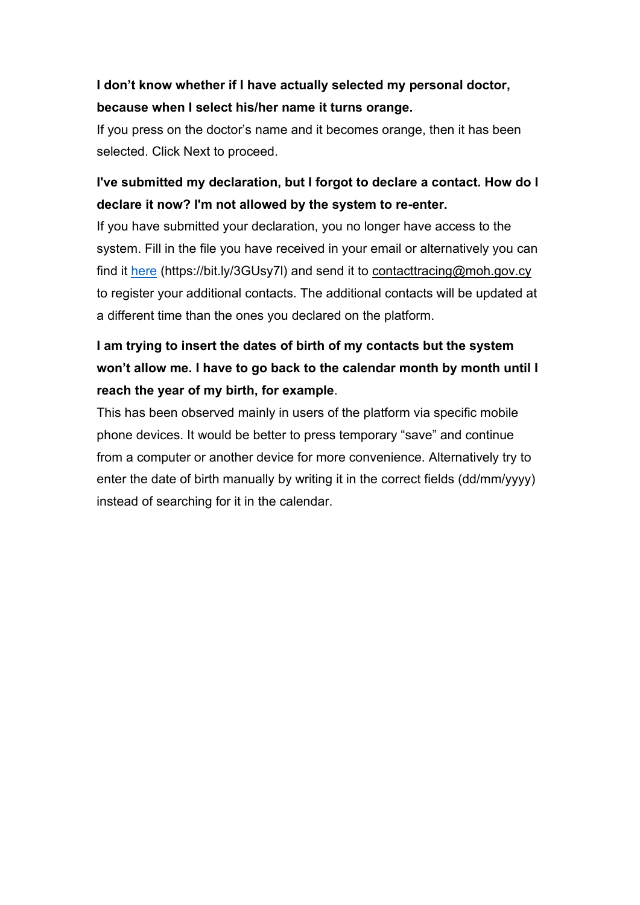**I don't know whether if I have actually selected my personal doctor, because when I select his/her name it turns orange.**

If you press on the doctor's name and it becomes orange, then it has been selected. Click Next to proceed.

**I've submitted my declaration, but I forgot to declare a contact. How do I declare it now? I'm not allowed by the system to re-enter.**

If you have submitted your declaration, you no longer have access to the system. Fill in the file you have received in your email or alternatively you can find it [here](https://bit.ly/3GUsy7l) (https://bit.ly/3GUsy7l) and send it to contacttracing@moh.gov.cy to register your additional contacts. The additional contacts will be updated at a different time than the ones you declared on the platform.

**I am trying to insert the dates of birth of my contacts but the system won't allow me. I have to go back to the calendar month by month until I reach the year of my birth, for example**.

This has been observed mainly in users of the platform via specific mobile phone devices. It would be better to press temporary "save" and continue from a computer or another device for more convenience. Alternatively try to enter the date of birth manually by writing it in the correct fields (dd/mm/yyyy) instead of searching for it in the calendar.